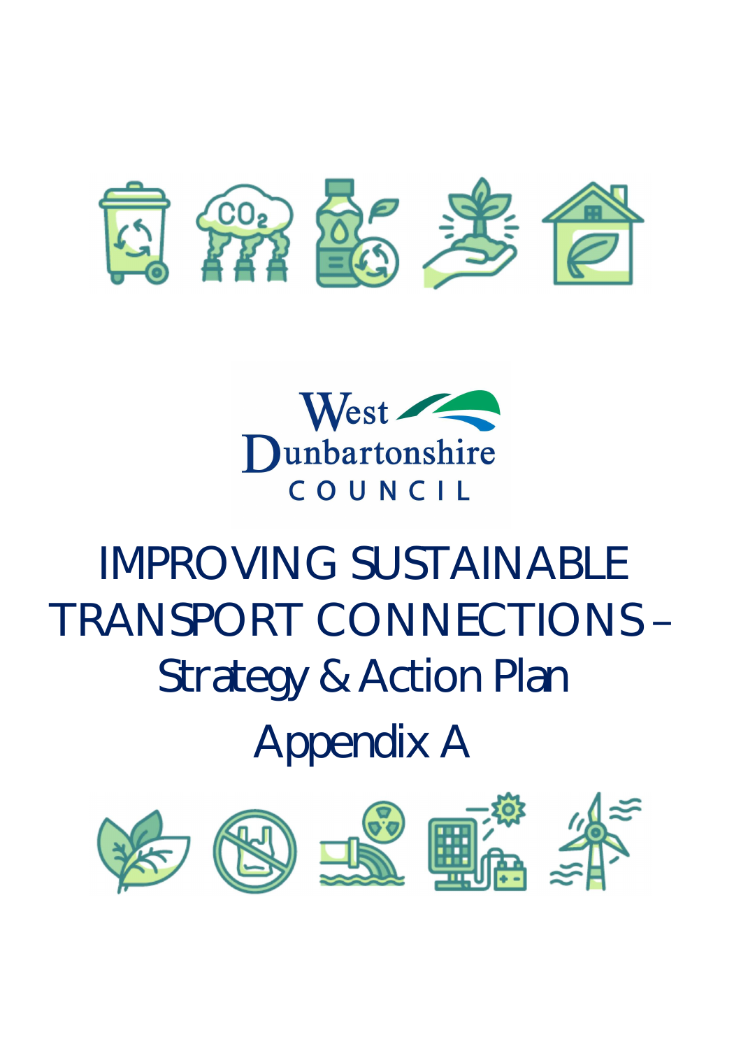West Dunbartonshire COUNCIL

# IMPROVING SUSTAINABLE TRANSPORT CONNECTIONS – Strategy & Action Plan

# Appendix A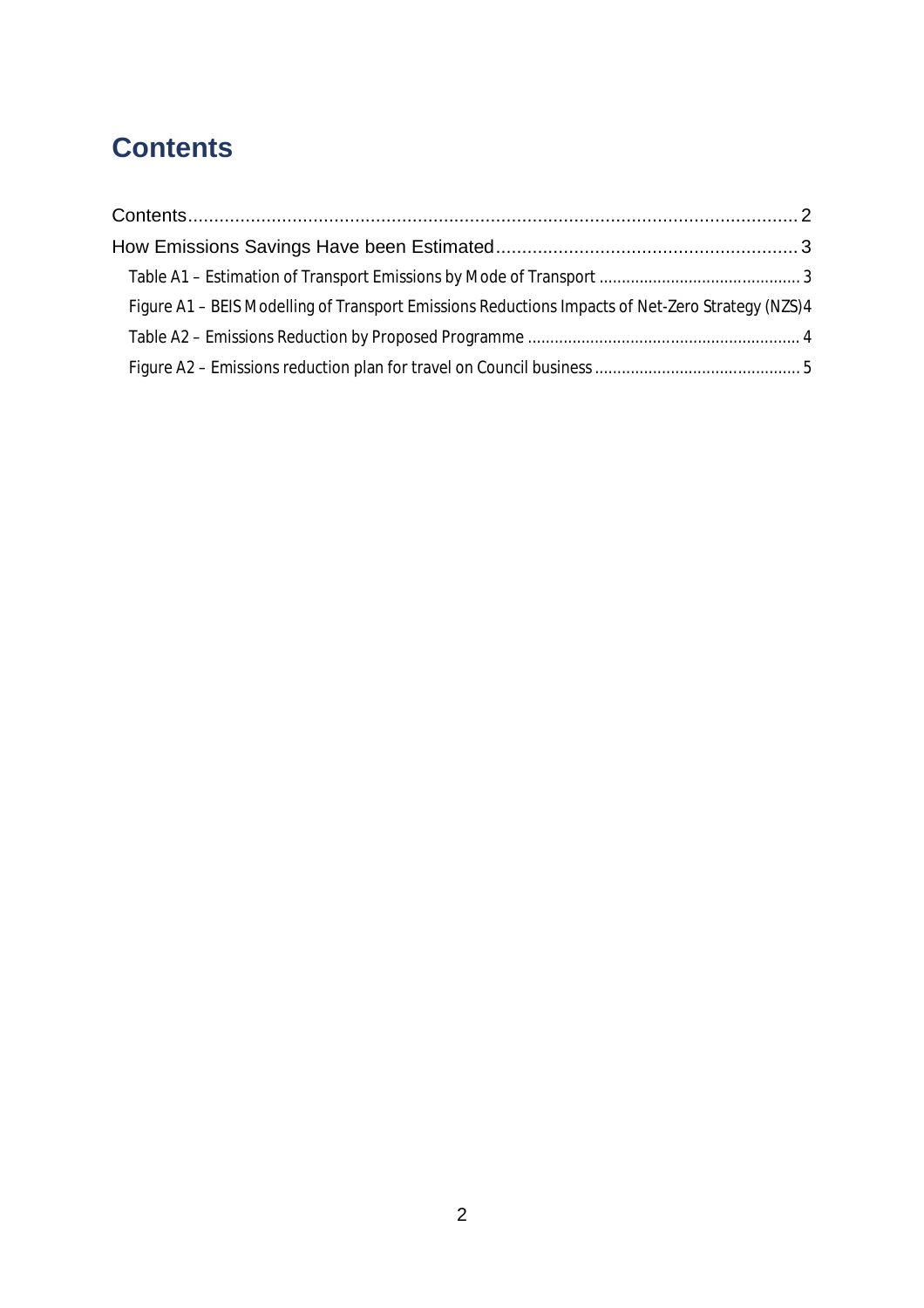# Contents

Contents....................................................................................................................2

How Emissions Savings Have been Estimated..........................................................3

Table A1 – Estimation of Transport Emissions by Mode of Transport ............................................ 3

Figure A1 – BEIS Modelling of Transport Emissions Reductions Impacts of Net-Zero Strategy (NZS)4

Table A2 – Emissions Reduction by Proposed Programme ............................................................ 4

Figure A2 – Emissions reduction plan for travel on Council business ............................................ 5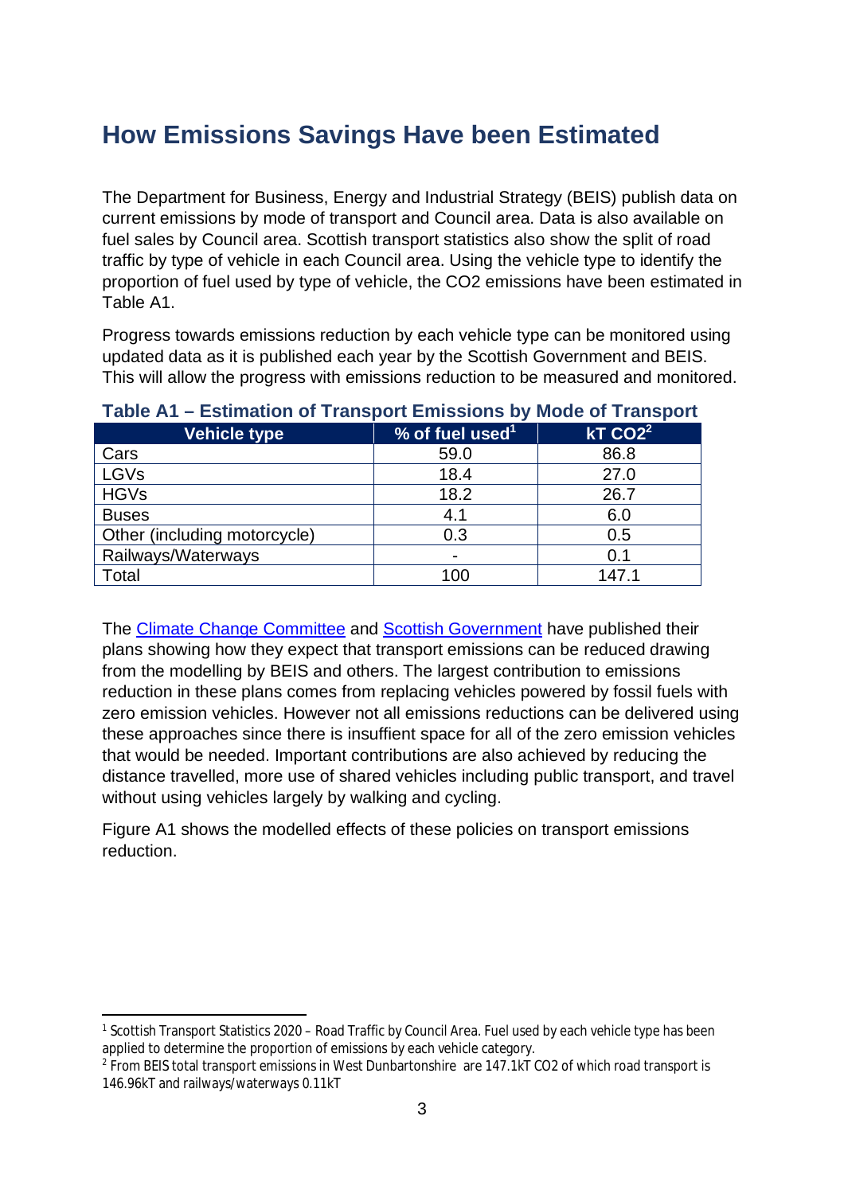# How Emissions Savings Have been Estimated

The Department for Business, Energy and Industrial Strategy (BEIS) publish data on current emissions by mode of transport and Council area. Data is also available on fuel sales by Council area. Scottish transport statistics also show the split of road traffic by type of vehicle in each Council area. Using the vehicle type to identify the proportion of fuel used by type of vehicle, the $CO_2$ emissions have been estimated in Table A1.

Progress towards emissions reduction by each vehicle type can be monitored using updated data as it is published each year by the Scottish Government and BEIS. This will allow the progress with emissions reduction to be measured and monitored.

**Table A1 – Estimation of Transport Emissions by Mode of Transport**

| Vehicle type | % of fuel used[1] | kT $CO_2$[2] |
|---|---|---|
| Cars | 59.0 | 86.8 |
| LGVs | 18.4 | 27.0 |
| HGVs | 18.2 | 26.7 |
| Buses | 4.1 | 6.0 |
| Other (including motorcycle) | 0.3 | 0.5 |
| Railways/Waterways | - | 0.1 |
| Total | 100 | 147.1 |

The Climate Change Committee and Scottish Government have published their plans showing how they expect that transport emissions can be reduced drawing from the modelling by BEIS and others. The largest contribution to emissions reduction in these plans comes from replacing vehicles powered by fossil fuels with zero emission vehicles. However not all emissions reductions can be delivered using these approaches since there is insuffient space for all of the zero emission vehicles that would be needed. Important contributions are also achieved by reducing the distance travelled, more use of shared vehicles including public transport, and travel without using vehicles largely by walking and cycling.

Figure A1 shows the modelled effects of these policies on transport emissions reduction.

[1] Scottish Transport Statistics 2020 – Road Traffic by Council Area. Fuel used by each vehicle type has been applied to determine the proportion of emissions by each vehicle category.

[2] From BEIS total transport emissions in West Dunbartonshire are 147.1kT $CO_2$ of which road transport is 146.96kT and railways/waterways 0.11kT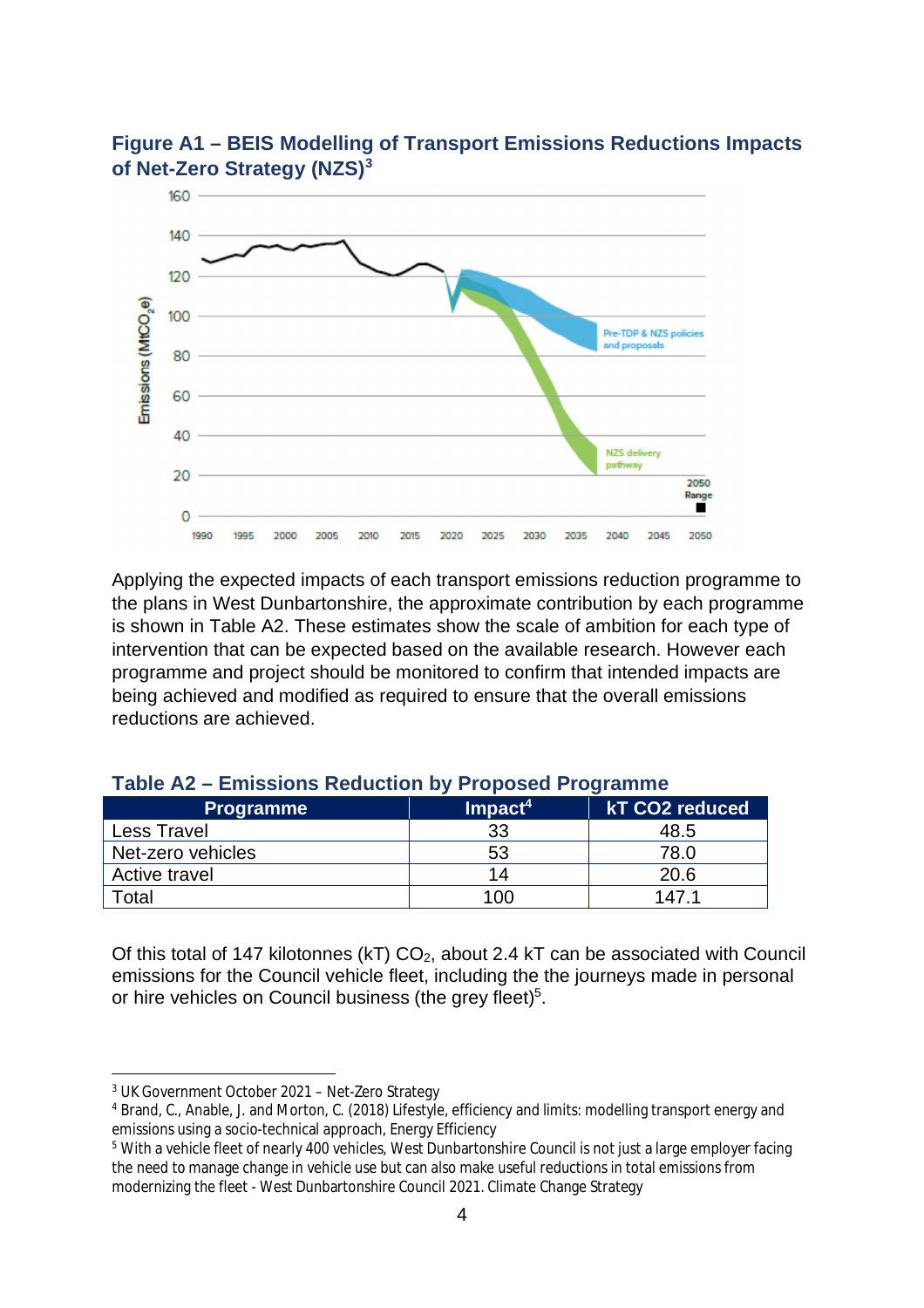### Figure A1 – BEIS Modelling of Transport Emissions Reductions Impacts of Net-Zero Strategy (NZS)[3]

Emissions ($MtCO_2e$)

160
140
120
100
80
60
40
20
0

1990 1995 2000 2005 2010 2015 2020 2025 2030 2035 2040 2045 2050

Pre-TDP & NZS policies and proposals

NZS delivery pathway

2050 Range

Applying the expected impacts of each transport emissions reduction programme to the plans in West Dunbartonshire, the approximate contribution by each programme is shown in Table A2. These estimates show the scale of ambition for each type of intervention that can be expected based on the available research. However each programme and project should be monitored to confirm that intended impacts are being achieved and modified as required to ensure that the overall emissions reductions are achieved.

### Table A2 – Emissions Reduction by Proposed Programme

| Programme | Impact[4] | kT CO2 reduced |
|---|---|---|
| Less Travel | 33 | 48.5 |
| Net-zero vehicles | 53 | 78.0 |
| Active travel | 14 | 20.6 |
| Total | 100 | 147.1 |

Of this total of 147 kilotonnes (kT) $CO_2$, about 2.4 kT can be associated with Council emissions for the Council vehicle fleet, including the the journeys made in personal or hire vehicles on Council business (the grey fleet)[5].

---

[3] UK Government October 2021 – Net-Zero Strategy

[4] Brand, C., Anable, J. and Morton, C. (2018) Lifestyle, efficiency and limits: modelling transport energy and emissions using a socio-technical approach, Energy Efficiency

[5] With a vehicle fleet of nearly 400 vehicles, West Dunbartonshire Council is not just a large employer facing the need to manage change in vehicle use but can also make useful reductions in total emissions from modernizing the fleet - West Dunbartonshire Council 2021. Climate Change Strategy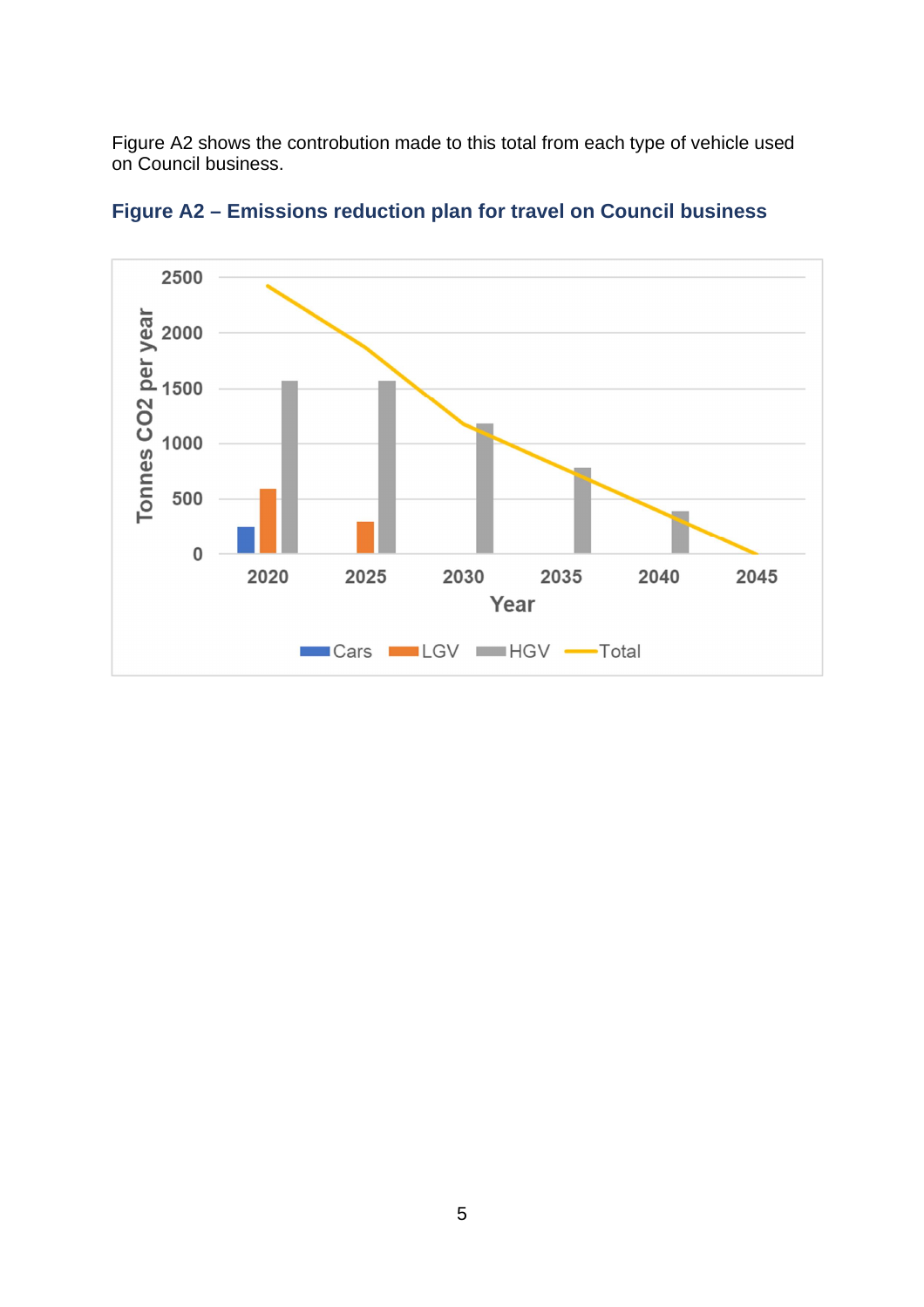Figure A2 shows the controbution made to this total from each type of vehicle used on Council business.

### Figure A2 – Emissions reduction plan for travel on Council business

Tonnes CO2 per year

2500
2000
1500
1000
500
0

2020 2025 2030 2035 2040 2045

Year

Cars LGV HGV Total